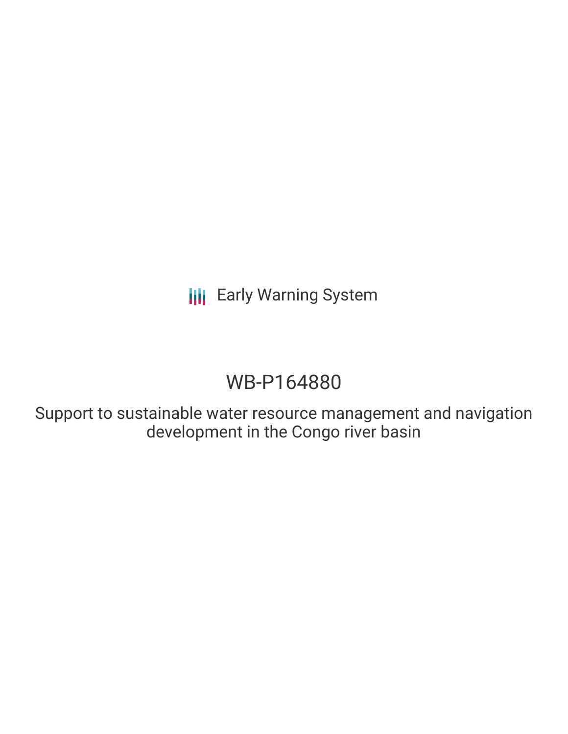Early Warning System

# WB-P164880

## Support to sustainable water resource management and navigation development in the Congo river basin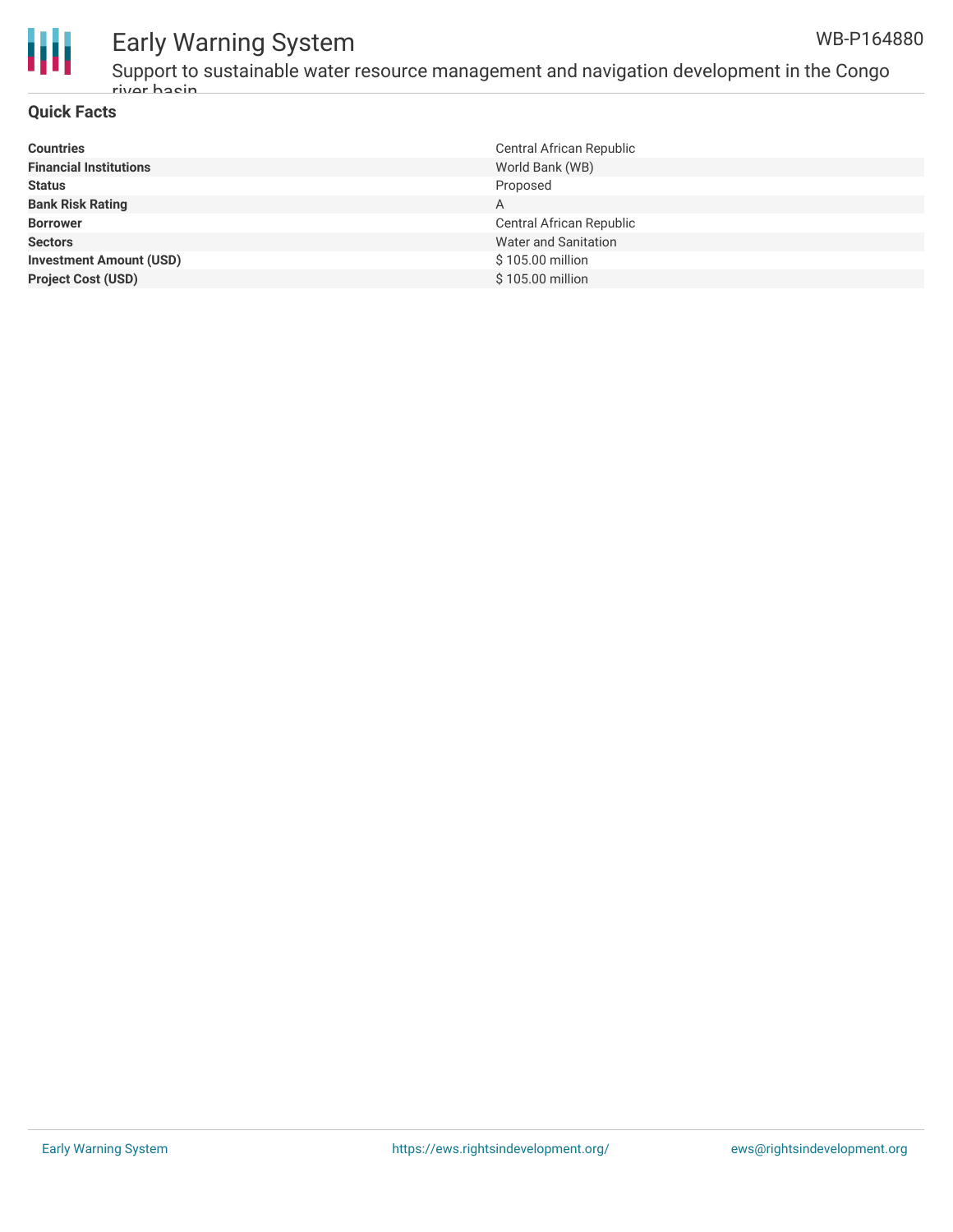## Quick Facts

| | |
|---|---|
| **Countries** | Central African Republic |
| **Financial Institutions** | World Bank (WB) |
| **Status** | Proposed |
| **Bank Risk Rating** | A |
| **Borrower** | Central African Republic |
| **Sectors** | Water and Sanitation |
| **Investment Amount (USD)** | $ 105.00 million |
| **Project Cost (USD)** | $ 105.00 million |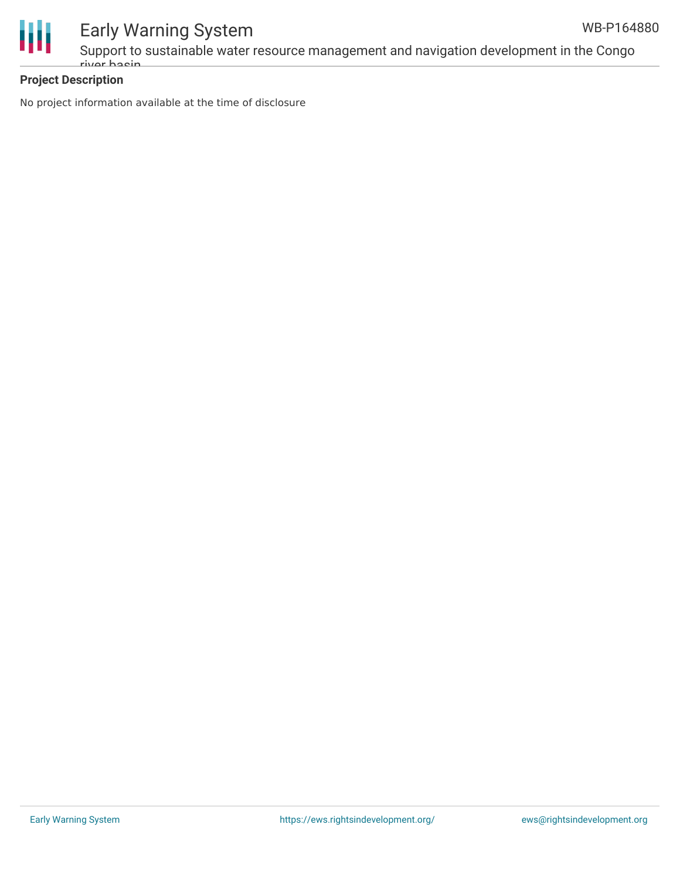## Project Description

No project information available at the time of disclosure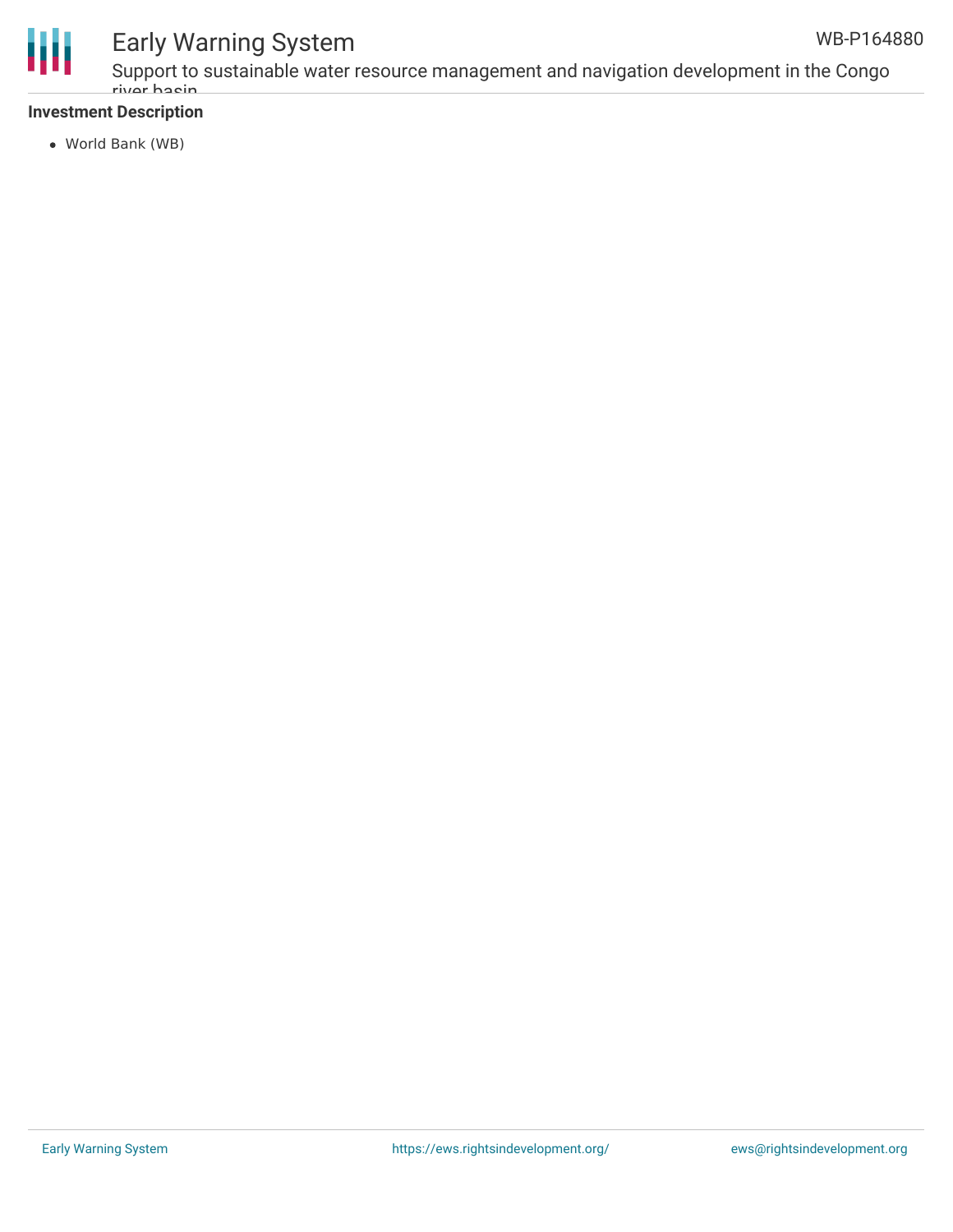**Investment Description**

- World Bank (WB)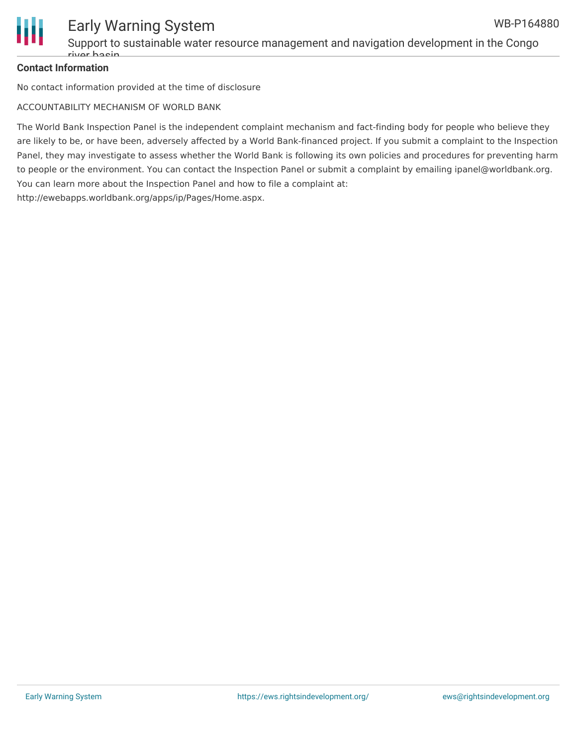**Contact Information**

No contact information provided at the time of disclosure

ACCOUNTABILITY MECHANISM OF WORLD BANK

The World Bank Inspection Panel is the independent complaint mechanism and fact-finding body for people who believe they are likely to be, or have been, adversely affected by a World Bank-financed project. If you submit a complaint to the Inspection Panel, they may investigate to assess whether the World Bank is following its own policies and procedures for preventing harm to people or the environment. You can contact the Inspection Panel or submit a complaint by emailing ipanel@worldbank.org. You can learn more about the Inspection Panel and how to file a complaint at: http://ewebapps.worldbank.org/apps/ip/Pages/Home.aspx.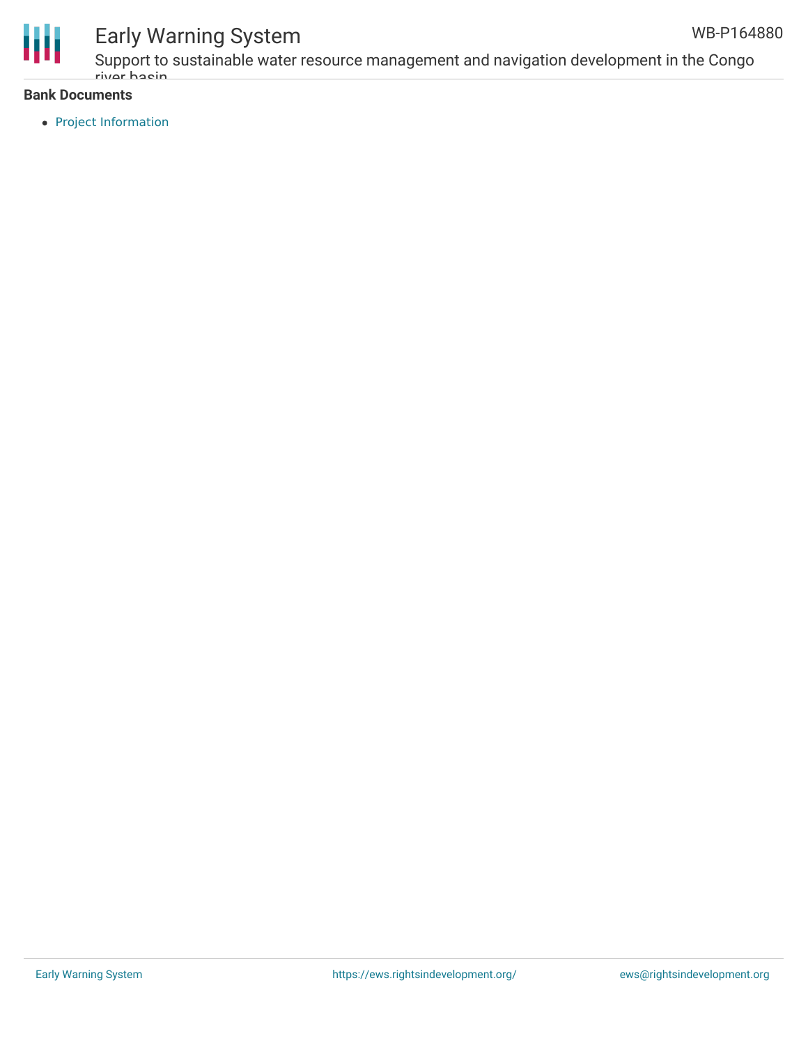**Bank Documents**

- Project Information